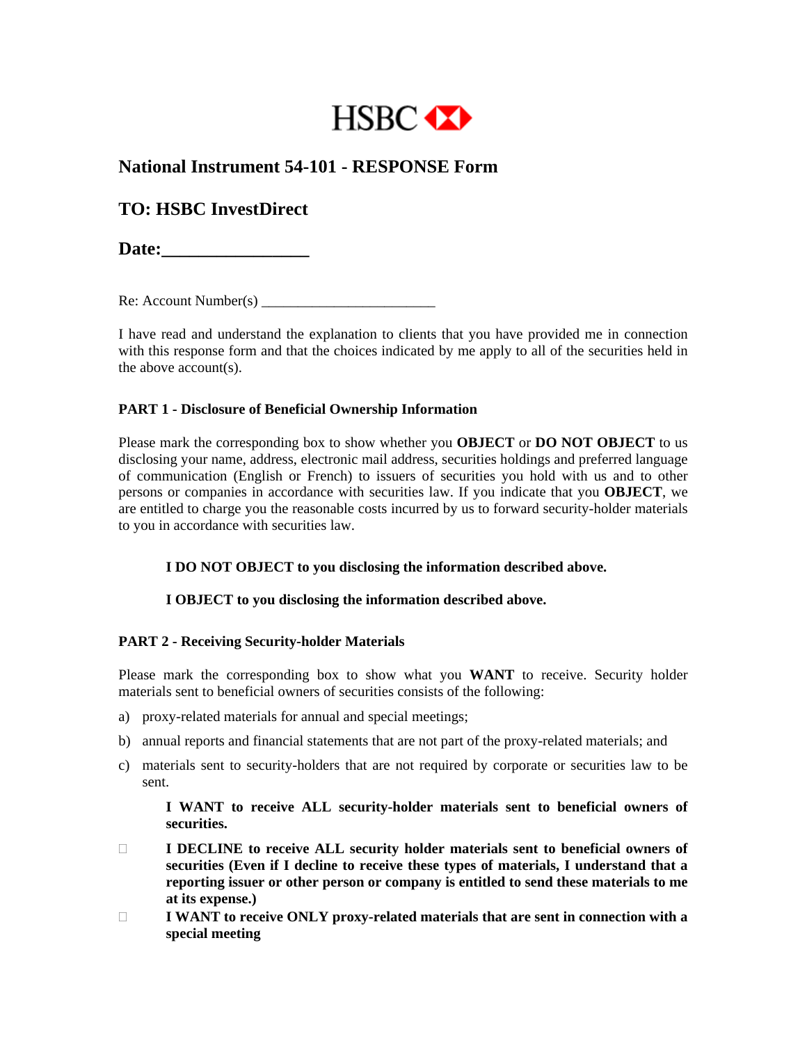HSBC

# National Instrument 54-101 - RESPONSE Form

## TO: HSBC InvestDirect

## Date:_______________

Re: Account Number(s) _______________________

I have read and understand the explanation to clients that you have provided me in connection with this response form and that the choices indicated by me apply to all of the securities held in the above account(s).

**PART 1 - Disclosure of Beneficial Ownership Information**

Please mark the corresponding box to show whether you **OBJECT** or **DO NOT OBJECT** to us disclosing your name, address, electronic mail address, securities holdings and preferred language of communication (English or French) to issuers of securities you hold with us and to other persons or companies in accordance with securities law. If you indicate that you **OBJECT**, we are entitled to charge you the reasonable costs incurred by us to forward security-holder materials to you in accordance with securities law.

**I DO NOT OBJECT to you disclosing the information described above.**

**I OBJECT to you disclosing the information described above.**

**PART 2 - Receiving Security-holder Materials**

Please mark the corresponding box to show what you **WANT** to receive. Security holder materials sent to beneficial owners of securities consists of the following:

a) proxy-related materials for annual and special meetings;

b) annual reports and financial statements that are not part of the proxy-related materials; and

c) materials sent to security-holders that are not required by corporate or securities law to be sent.

**I WANT to receive ALL security-holder materials sent to beneficial owners of securities.**

☐ **I DECLINE to receive ALL security holder materials sent to beneficial owners of securities (Even if I decline to receive these types of materials, I understand that a reporting issuer or other person or company is entitled to send these materials to me at its expense.)**

☐ **I WANT to receive ONLY proxy-related materials that are sent in connection with a special meeting**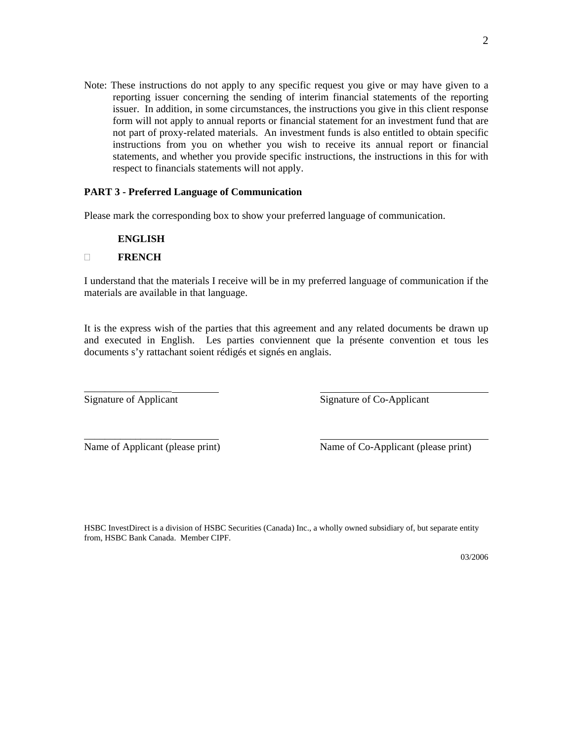Note: These instructions do not apply to any specific request you give or may have given to a reporting issuer concerning the sending of interim financial statements of the reporting issuer. In addition, in some circumstances, the instructions you give in this client response form will not apply to annual reports or financial statement for an investment fund that are not part of proxy-related materials. An investment funds is also entitled to obtain specific instructions from you on whether you wish to receive its annual report or financial statements, and whether you provide specific instructions, the instructions in this for with respect to financials statements will not apply.

**PART 3 - Preferred Language of Communication**

Please mark the corresponding box to show your preferred language of communication.

**ENGLISH**

☐ **FRENCH**

I understand that the materials I receive will be in my preferred language of communication if the materials are available in that language.

It is the express wish of the parties that this agreement and any related documents be drawn up and executed in English. Les parties conviennent que la présente convention et tous les documents s'y rattachant soient rédigés et signés en anglais.

\_\_\_\_\_\_\_\_\_\_\_\_\_\_\_\_\_\_\_\_\_\_\_\_\_\_ \_\_\_\_\_\_\_\_\_\_\_\_\_\_\_\_\_\_\_\_\_\_\_\_\_\_
Signature of Applicant Signature of Co-Applicant

\_\_\_\_\_\_\_\_\_\_\_\_\_\_\_\_\_\_\_\_\_\_\_\_\_\_ \_\_\_\_\_\_\_\_\_\_\_\_\_\_\_\_\_\_\_\_\_\_\_\_\_\_
Name of Applicant (please print) Name of Co-Applicant (please print)

HSBC InvestDirect is a division of HSBC Securities (Canada) Inc., a wholly owned subsidiary of, but separate entity from, HSBC Bank Canada. Member CIPF.

03/2006